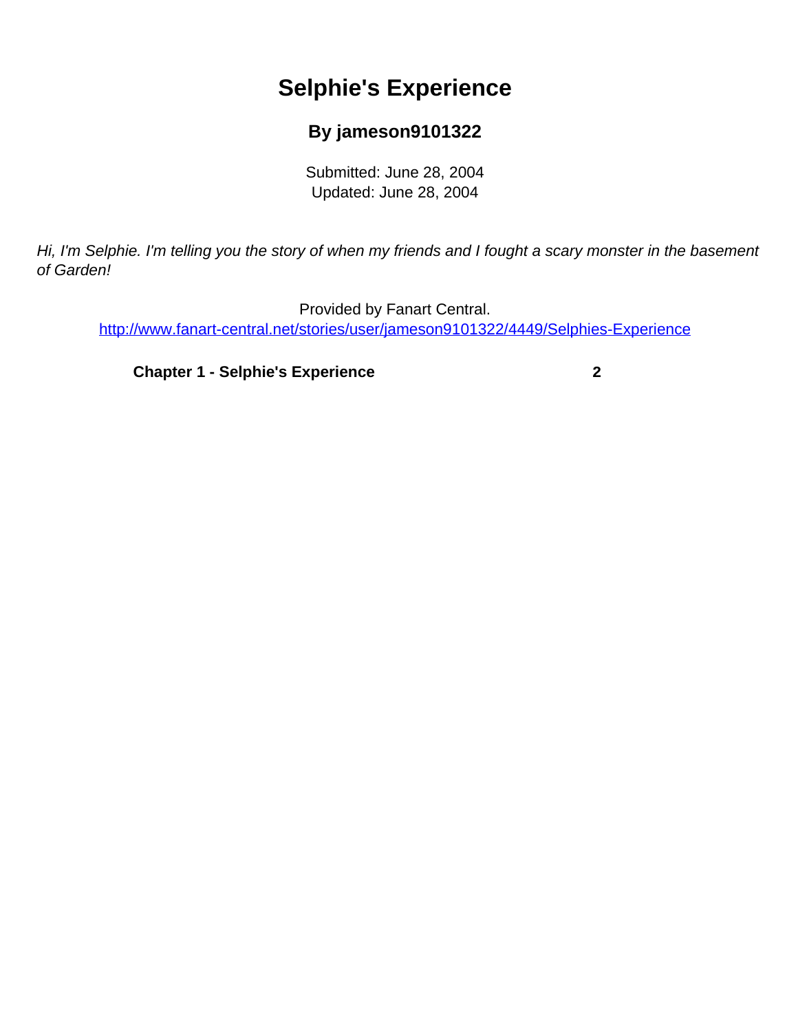# Selphie's Experience

### By jameson9101322

Submitted: June 28, 2004
Updated: June 28, 2004

*Hi, I'm Selphie. I'm telling you the story of when my friends and I fought a scary monster in the basement of Garden!*

Provided by Fanart Central.
http://www.fanart-central.net/stories/user/jameson9101322/4449/Selphies-Experience

| | |
|---|---|
| **Chapter 1 - Selphie's Experience** | **2** |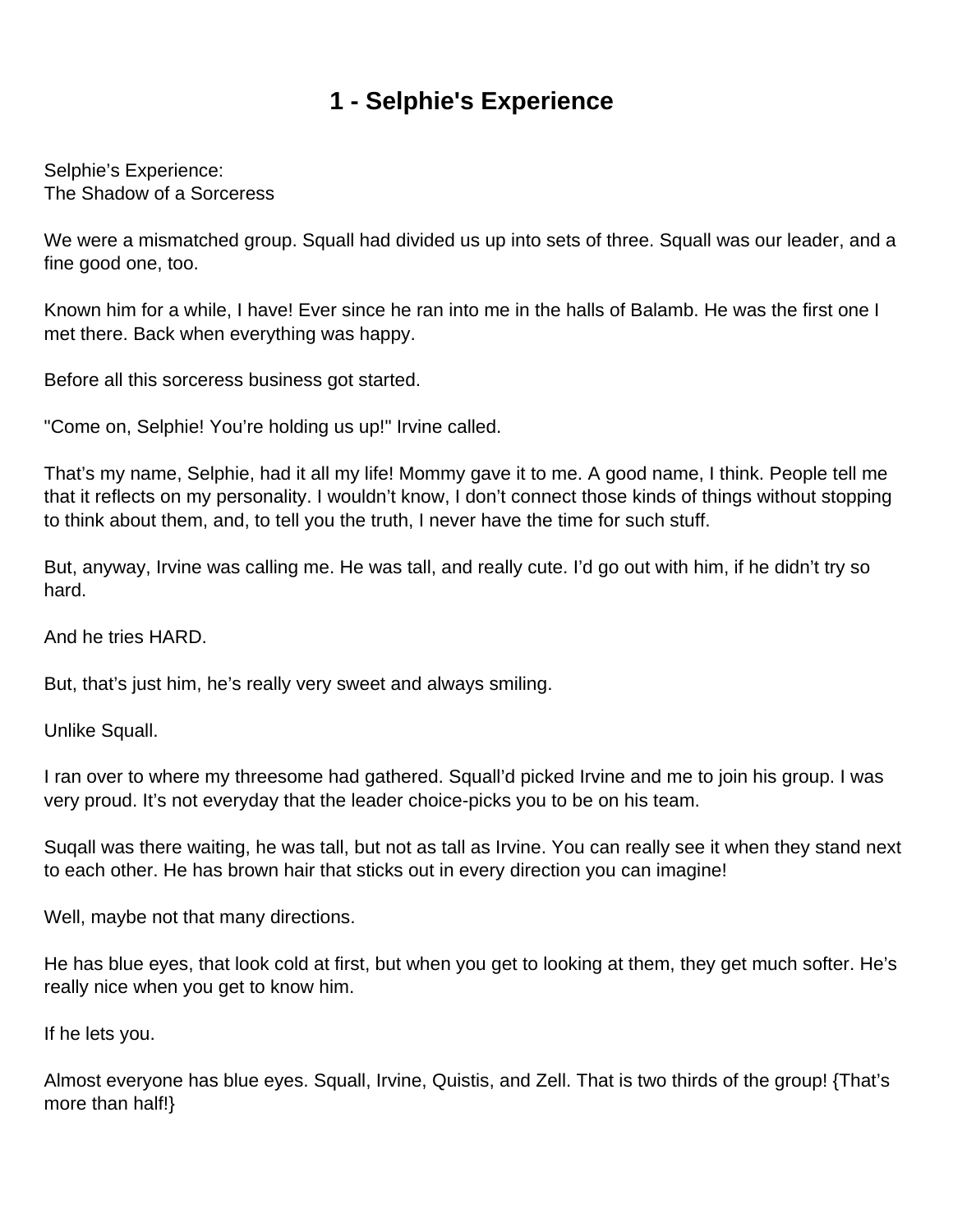# 1 - Selphie's Experience

Selphie's Experience:
The Shadow of a Sorceress

We were a mismatched group. Squall had divided us up into sets of three. Squall was our leader, and a fine good one, too.

Known him for a while, I have! Ever since he ran into me in the halls of Balamb. He was the first one I met there. Back when everything was happy.

Before all this sorceress business got started.

"Come on, Selphie! You're holding us up!" Irvine called.

That's my name, Selphie, had it all my life! Mommy gave it to me. A good name, I think. People tell me that it reflects on my personality. I wouldn't know, I don't connect those kinds of things without stopping to think about them, and, to tell you the truth, I never have the time for such stuff.

But, anyway, Irvine was calling me. He was tall, and really cute. I'd go out with him, if he didn't try so hard.

And he tries HARD.

But, that's just him, he's really very sweet and always smiling.

Unlike Squall.

I ran over to where my threesome had gathered. Squall'd picked Irvine and me to join his group. I was very proud. It's not everyday that the leader choice-picks you to be on his team.

Suqall was there waiting, he was tall, but not as tall as Irvine. You can really see it when they stand next to each other. He has brown hair that sticks out in every direction you can imagine!

Well, maybe not that many directions.

He has blue eyes, that look cold at first, but when you get to looking at them, they get much softer. He's really nice when you get to know him.

If he lets you.

Almost everyone has blue eyes. Squall, Irvine, Quistis, and Zell. That is two thirds of the group! {That's more than half!}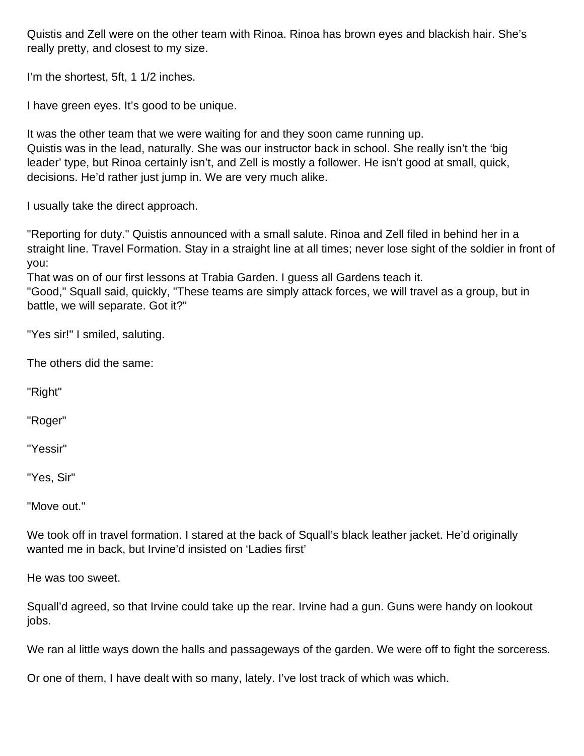Quistis and Zell were on the other team with Rinoa. Rinoa has brown eyes and blackish hair. She's really pretty, and closest to my size.

I'm the shortest, 5ft, 1 1/2 inches.

I have green eyes. It's good to be unique.

It was the other team that we were waiting for and they soon came running up.
Quistis was in the lead, naturally. She was our instructor back in school. She really isn't the 'big leader' type, but Rinoa certainly isn't, and Zell is mostly a follower. He isn't good at small, quick, decisions. He'd rather just jump in. We are very much alike.

I usually take the direct approach.

"Reporting for duty." Quistis announced with a small salute. Rinoa and Zell filed in behind her in a straight line. Travel Formation. Stay in a straight line at all times; never lose sight of the soldier in front of you:
That was on of our first lessons at Trabia Garden. I guess all Gardens teach it.
"Good," Squall said, quickly, "These teams are simply attack forces, we will travel as a group, but in battle, we will separate. Got it?"

"Yes sir!" I smiled, saluting.

The others did the same:

"Right"

"Roger"

"Yessir"

"Yes, Sir"

"Move out."

We took off in travel formation. I stared at the back of Squall's black leather jacket. He'd originally wanted me in back, but Irvine'd insisted on 'Ladies first'

He was too sweet.

Squall'd agreed, so that Irvine could take up the rear. Irvine had a gun. Guns were handy on lookout jobs.

We ran al little ways down the halls and passageways of the garden. We were off to fight the sorceress.

Or one of them, I have dealt with so many, lately. I've lost track of which was which.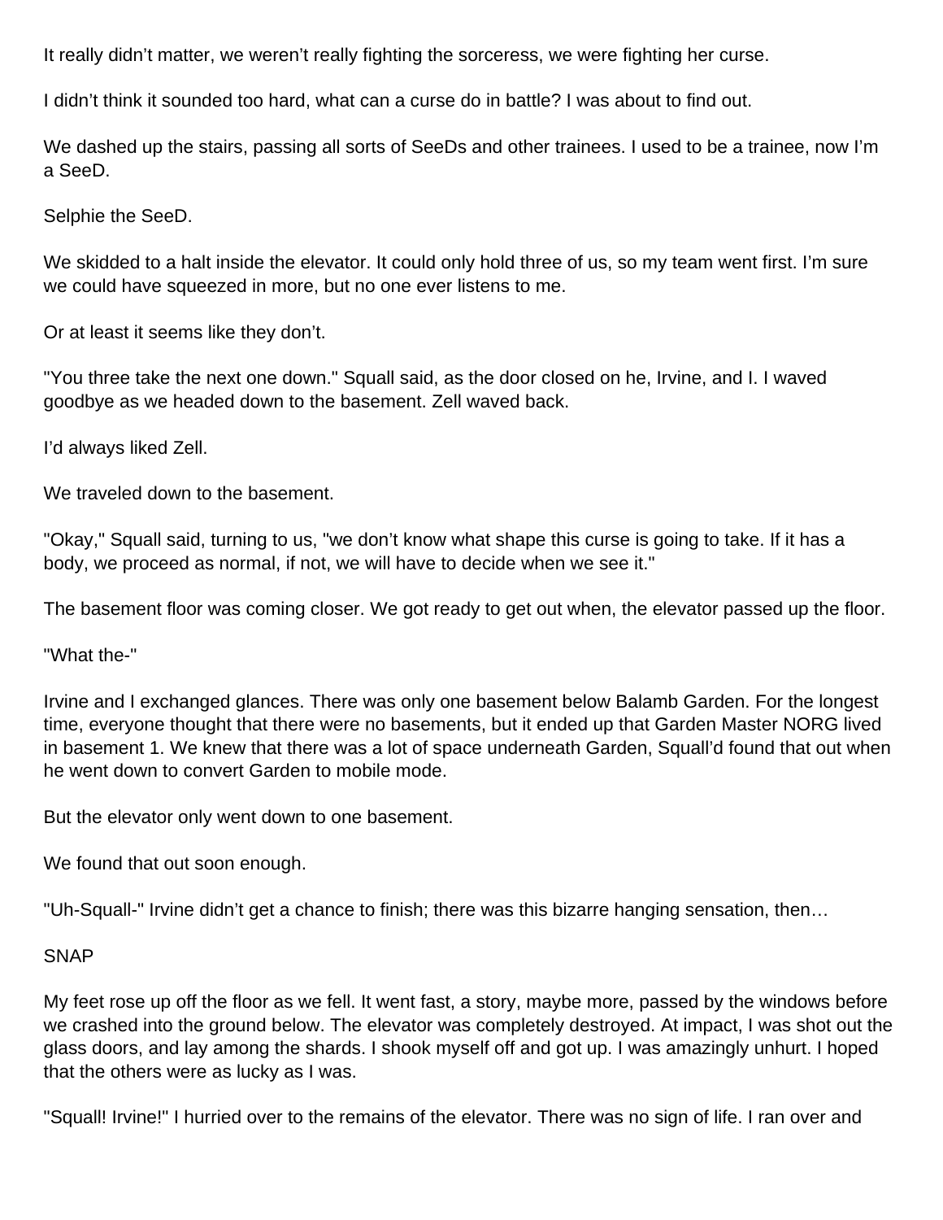It really didn’t matter, we weren’t really fighting the sorceress, we were fighting her curse.

I didn’t think it sounded too hard, what can a curse do in battle? I was about to find out.

We dashed up the stairs, passing all sorts of SeeDs and other trainees. I used to be a trainee, now I’m a SeeD.

Selphie the SeeD.

We skidded to a halt inside the elevator. It could only hold three of us, so my team went first. I’m sure we could have squeezed in more, but no one ever listens to me.

Or at least it seems like they don’t.

"You three take the next one down." Squall said, as the door closed on he, Irvine, and I. I waved goodbye as we headed down to the basement. Zell waved back.

I’d always liked Zell.

We traveled down to the basement.

"Okay," Squall said, turning to us, "we don’t know what shape this curse is going to take. If it has a body, we proceed as normal, if not, we will have to decide when we see it."

The basement floor was coming closer. We got ready to get out when, the elevator passed up the floor.

"What the-"

Irvine and I exchanged glances. There was only one basement below Balamb Garden. For the longest time, everyone thought that there were no basements, but it ended up that Garden Master NORG lived in basement 1. We knew that there was a lot of space underneath Garden, Squall’d found that out when he went down to convert Garden to mobile mode.

But the elevator only went down to one basement.

We found that out soon enough.

"Uh-Squall-" Irvine didn’t get a chance to finish; there was this bizarre hanging sensation, then…

SNAP

My feet rose up off the floor as we fell. It went fast, a story, maybe more, passed by the windows before we crashed into the ground below. The elevator was completely destroyed. At impact, I was shot out the glass doors, and lay among the shards. I shook myself off and got up. I was amazingly unhurt. I hoped that the others were as lucky as I was.

"Squall! Irvine!" I hurried over to the remains of the elevator. There was no sign of life. I ran over and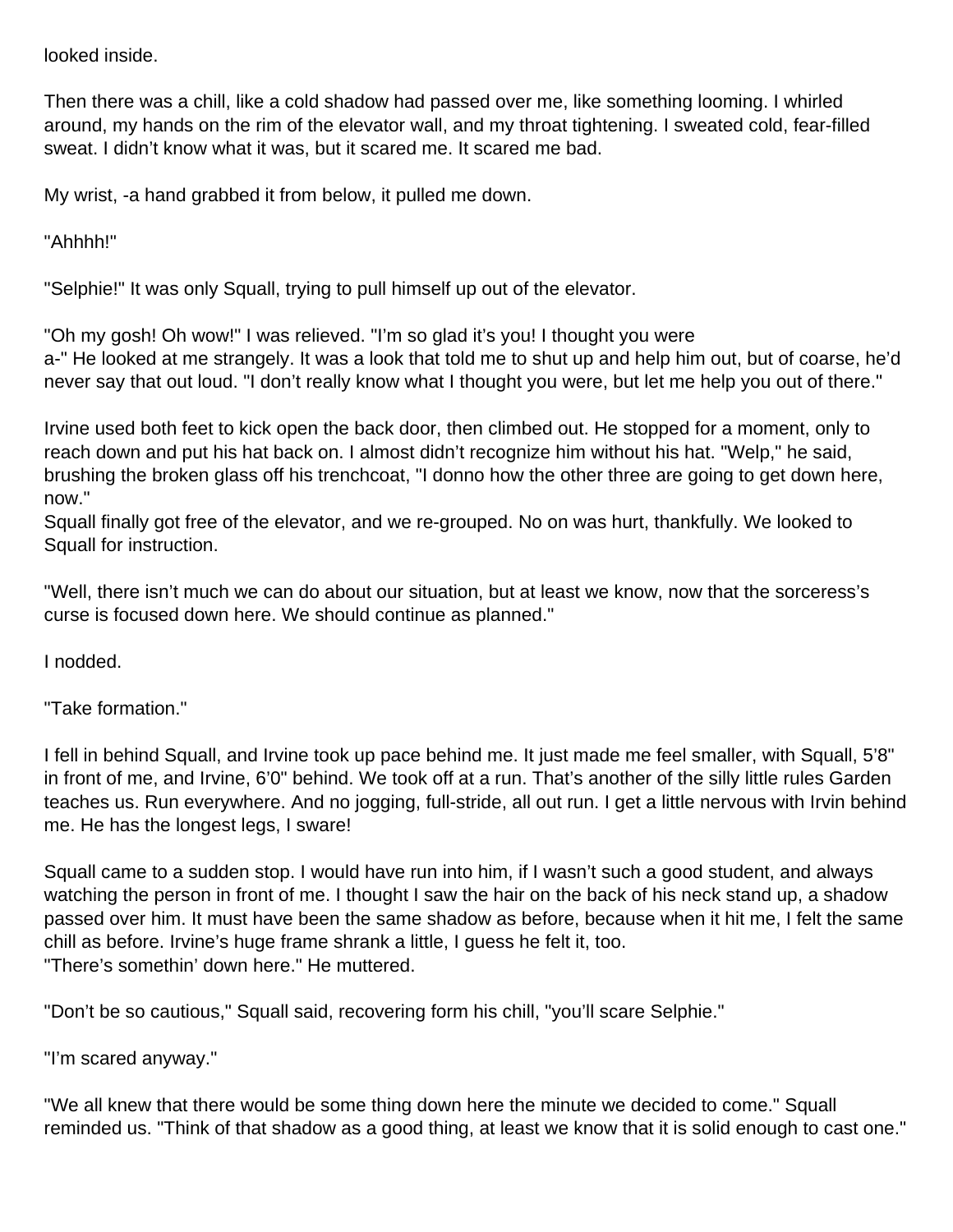looked inside.

Then there was a chill, like a cold shadow had passed over me, like something looming. I whirled around, my hands on the rim of the elevator wall, and my throat tightening. I sweated cold, fear-filled sweat. I didn't know what it was, but it scared me. It scared me bad.

My wrist, -a hand grabbed it from below, it pulled me down.

"Ahhhh!"

"Selphie!" It was only Squall, trying to pull himself up out of the elevator.

"Oh my gosh! Oh wow!" I was relieved. "I'm so glad it's you! I thought you were a-" He looked at me strangely. It was a look that told me to shut up and help him out, but of coarse, he'd never say that out loud. "I don't really know what I thought you were, but let me help you out of there."

Irvine used both feet to kick open the back door, then climbed out. He stopped for a moment, only to reach down and put his hat back on. I almost didn't recognize him without his hat. "Welp," he said, brushing the broken glass off his trenchcoat, "I donno how the other three are going to get down here, now."

Squall finally got free of the elevator, and we re-grouped. No on was hurt, thankfully. We looked to Squall for instruction.

"Well, there isn't much we can do about our situation, but at least we know, now that the sorceress's curse is focused down here. We should continue as planned."

I nodded.

"Take formation."

I fell in behind Squall, and Irvine took up pace behind me. It just made me feel smaller, with Squall, 5'8" in front of me, and Irvine, 6'0" behind. We took off at a run. That's another of the silly little rules Garden teaches us. Run everywhere. And no jogging, full-stride, all out run. I get a little nervous with Irvin behind me. He has the longest legs, I sware!

Squall came to a sudden stop. I would have run into him, if I wasn't such a good student, and always watching the person in front of me. I thought I saw the hair on the back of his neck stand up, a shadow passed over him. It must have been the same shadow as before, because when it hit me, I felt the same chill as before. Irvine's huge frame shrank a little, I guess he felt it, too.

"There's somethin' down here." He muttered.

"Don't be so cautious," Squall said, recovering form his chill, "you'll scare Selphie."

"I'm scared anyway."

"We all knew that there would be some thing down here the minute we decided to come." Squall reminded us. "Think of that shadow as a good thing, at least we know that it is solid enough to cast one."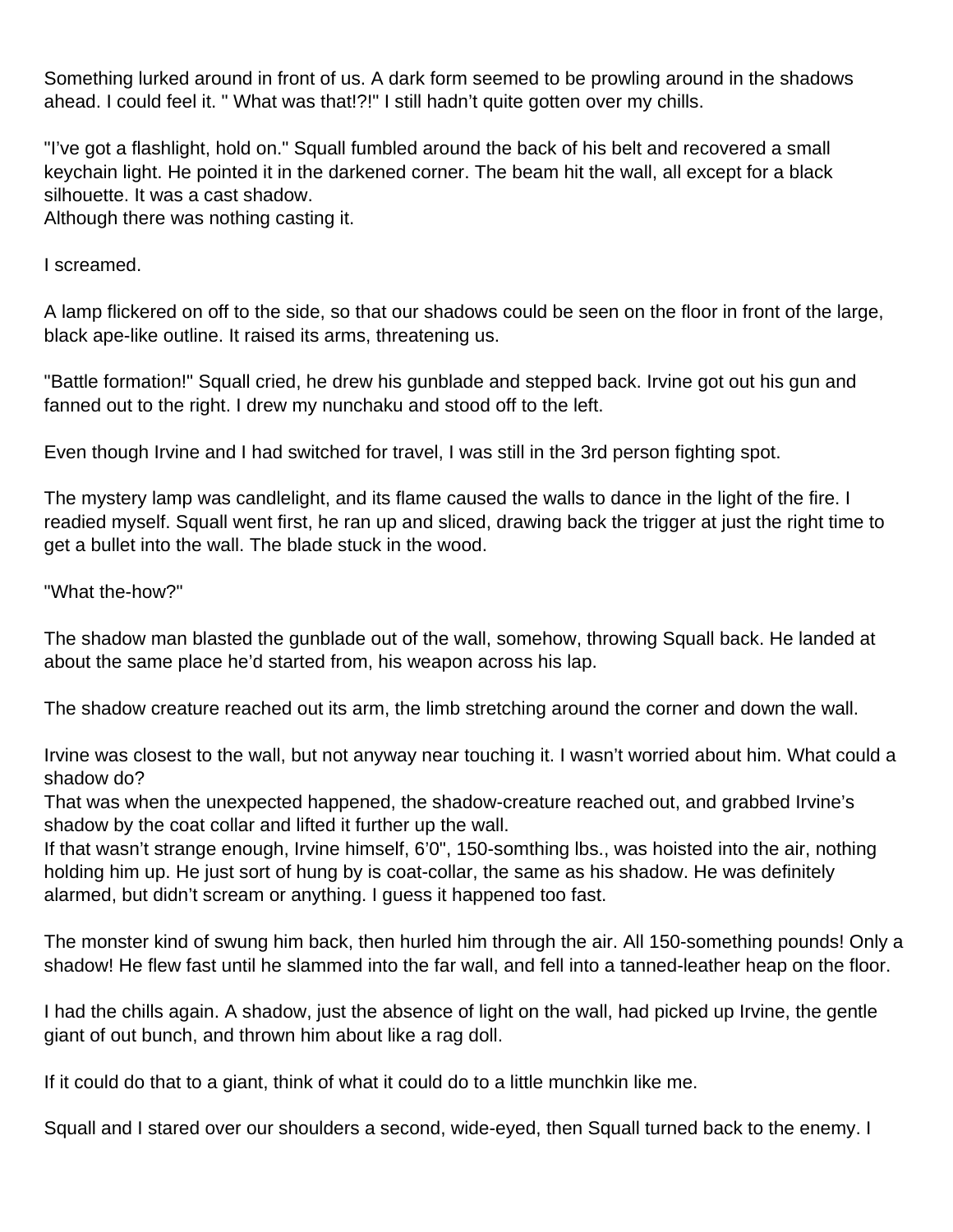Something lurked around in front of us. A dark form seemed to be prowling around in the shadows ahead. I could feel it. " What was that!?!" I still hadn't quite gotten over my chills.

"I've got a flashlight, hold on." Squall fumbled around the back of his belt and recovered a small keychain light. He pointed it in the darkened corner. The beam hit the wall, all except for a black silhouette. It was a cast shadow.
Although there was nothing casting it.

I screamed.

A lamp flickered on off to the side, so that our shadows could be seen on the floor in front of the large, black ape-like outline. It raised its arms, threatening us.

"Battle formation!" Squall cried, he drew his gunblade and stepped back. Irvine got out his gun and fanned out to the right. I drew my nunchaku and stood off to the left.

Even though Irvine and I had switched for travel, I was still in the 3rd person fighting spot.

The mystery lamp was candlelight, and its flame caused the walls to dance in the light of the fire. I readied myself. Squall went first, he ran up and sliced, drawing back the trigger at just the right time to get a bullet into the wall. The blade stuck in the wood.

"What the-how?"

The shadow man blasted the gunblade out of the wall, somehow, throwing Squall back. He landed at about the same place he'd started from, his weapon across his lap.

The shadow creature reached out its arm, the limb stretching around the corner and down the wall.

Irvine was closest to the wall, but not anyway near touching it. I wasn't worried about him. What could a shadow do?
That was when the unexpected happened, the shadow-creature reached out, and grabbed Irvine's shadow by the coat collar and lifted it further up the wall.
If that wasn't strange enough, Irvine himself, 6'0", 150-somthing lbs., was hoisted into the air, nothing holding him up. He just sort of hung by is coat-collar, the same as his shadow. He was definitely alarmed, but didn't scream or anything. I guess it happened too fast.

The monster kind of swung him back, then hurled him through the air. All 150-something pounds! Only a shadow! He flew fast until he slammed into the far wall, and fell into a tanned-leather heap on the floor.

I had the chills again. A shadow, just the absence of light on the wall, had picked up Irvine, the gentle giant of out bunch, and thrown him about like a rag doll.

If it could do that to a giant, think of what it could do to a little munchkin like me.

Squall and I stared over our shoulders a second, wide-eyed, then Squall turned back to the enemy. I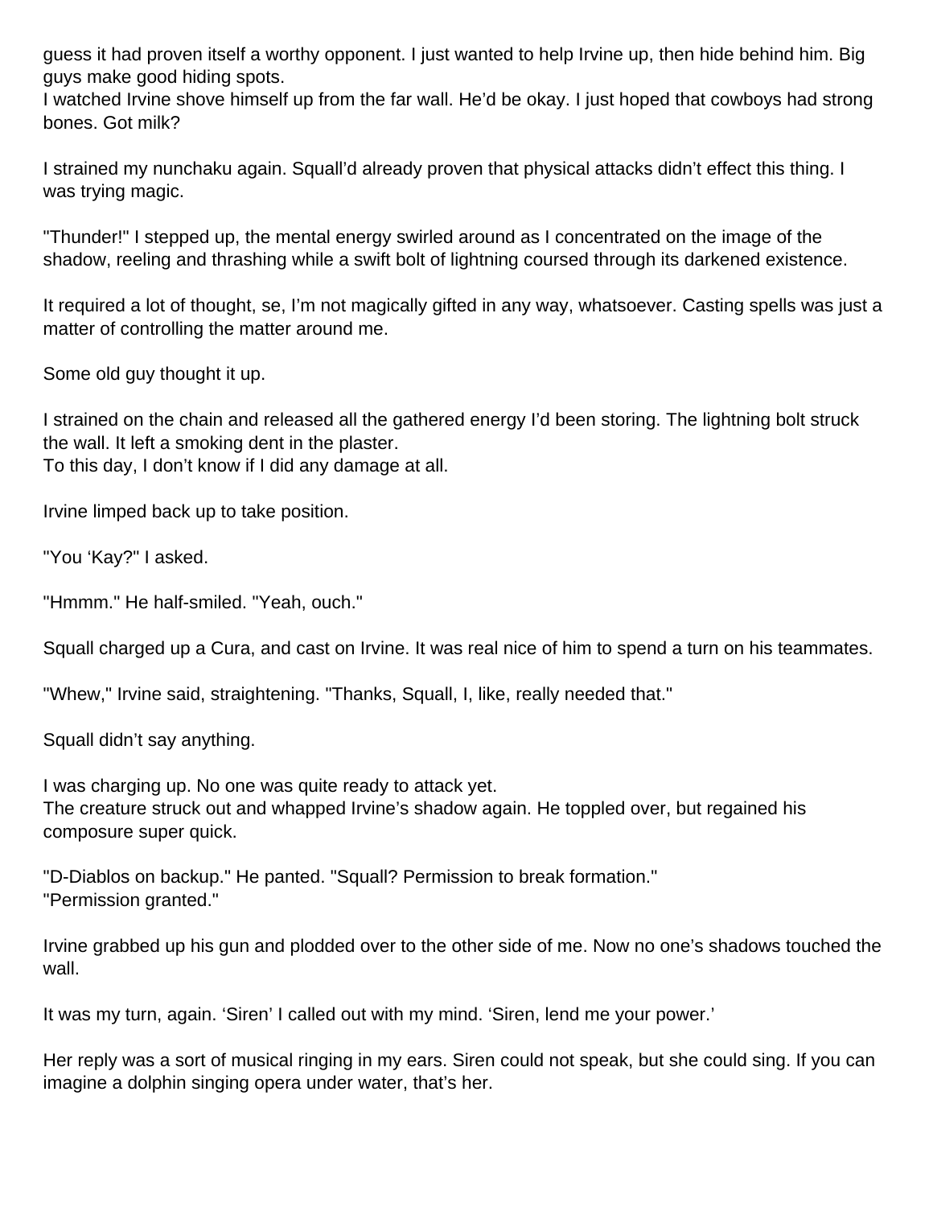guess it had proven itself a worthy opponent. I just wanted to help Irvine up, then hide behind him. Big guys make good hiding spots.
I watched Irvine shove himself up from the far wall. He'd be okay. I just hoped that cowboys had strong bones. Got milk?

I strained my nunchaku again. Squall'd already proven that physical attacks didn't effect this thing. I was trying magic.

"Thunder!" I stepped up, the mental energy swirled around as I concentrated on the image of the shadow, reeling and thrashing while a swift bolt of lightning coursed through its darkened existence.

It required a lot of thought, se, I'm not magically gifted in any way, whatsoever. Casting spells was just a matter of controlling the matter around me.

Some old guy thought it up.

I strained on the chain and released all the gathered energy I'd been storing. The lightning bolt struck the wall. It left a smoking dent in the plaster.
To this day, I don't know if I did any damage at all.

Irvine limped back up to take position.

"You 'Kay?" I asked.

"Hmmm." He half-smiled. "Yeah, ouch."

Squall charged up a Cura, and cast on Irvine. It was real nice of him to spend a turn on his teammates.

"Whew," Irvine said, straightening. "Thanks, Squall, I, like, really needed that."

Squall didn't say anything.

I was charging up. No one was quite ready to attack yet.
The creature struck out and whapped Irvine's shadow again. He toppled over, but regained his composure super quick.

"D-Diablos on backup." He panted. "Squall? Permission to break formation."
"Permission granted."

Irvine grabbed up his gun and plodded over to the other side of me. Now no one's shadows touched the wall.

It was my turn, again. 'Siren' I called out with my mind. 'Siren, lend me your power.'

Her reply was a sort of musical ringing in my ears. Siren could not speak, but she could sing. If you can imagine a dolphin singing opera under water, that's her.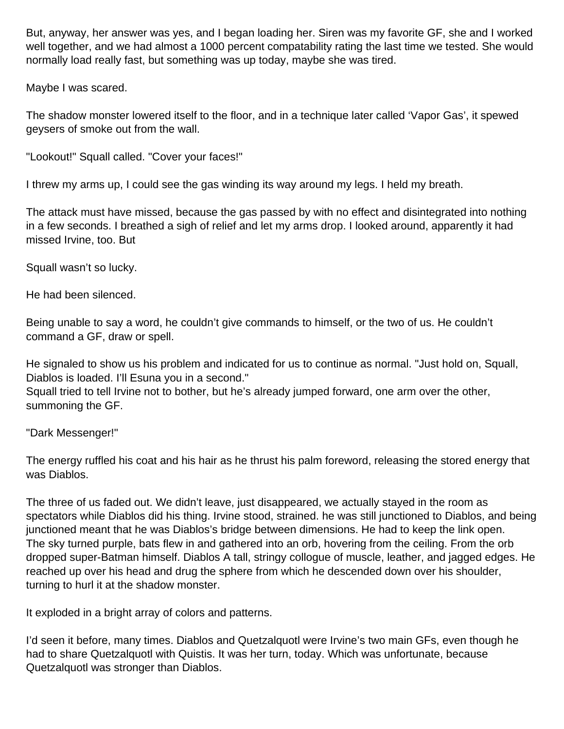But, anyway, her answer was yes, and I began loading her. Siren was my favorite GF, she and I worked well together, and we had almost a 1000 percent compatability rating the last time we tested. She would normally load really fast, but something was up today, maybe she was tired.

Maybe I was scared.

The shadow monster lowered itself to the floor, and in a technique later called 'Vapor Gas', it spewed geysers of smoke out from the wall.

"Lookout!" Squall called. "Cover your faces!"

I threw my arms up, I could see the gas winding its way around my legs. I held my breath.

The attack must have missed, because the gas passed by with no effect and disintegrated into nothing in a few seconds. I breathed a sigh of relief and let my arms drop. I looked around, apparently it had missed Irvine, too. But

Squall wasn't so lucky.

He had been silenced.

Being unable to say a word, he couldn't give commands to himself, or the two of us. He couldn't command a GF, draw or spell.

He signaled to show us his problem and indicated for us to continue as normal. "Just hold on, Squall, Diablos is loaded. I'll Esuna you in a second."
Squall tried to tell Irvine not to bother, but he's already jumped forward, one arm over the other, summoning the GF.

"Dark Messenger!"

The energy ruffled his coat and his hair as he thrust his palm foreword, releasing the stored energy that was Diablos.

The three of us faded out. We didn't leave, just disappeared, we actually stayed in the room as spectators while Diablos did his thing. Irvine stood, strained. he was still junctioned to Diablos, and being junctioned meant that he was Diablos's bridge between dimensions. He had to keep the link open.
The sky turned purple, bats flew in and gathered into an orb, hovering from the ceiling. From the orb dropped super-Batman himself. Diablos A tall, stringy collogue of muscle, leather, and jagged edges. He reached up over his head and drug the sphere from which he descended down over his shoulder, turning to hurl it at the shadow monster.

It exploded in a bright array of colors and patterns.

I'd seen it before, many times. Diablos and Quetzalquotl were Irvine's two main GFs, even though he had to share Quetzalquotl with Quistis. It was her turn, today. Which was unfortunate, because Quetzalquotl was stronger than Diablos.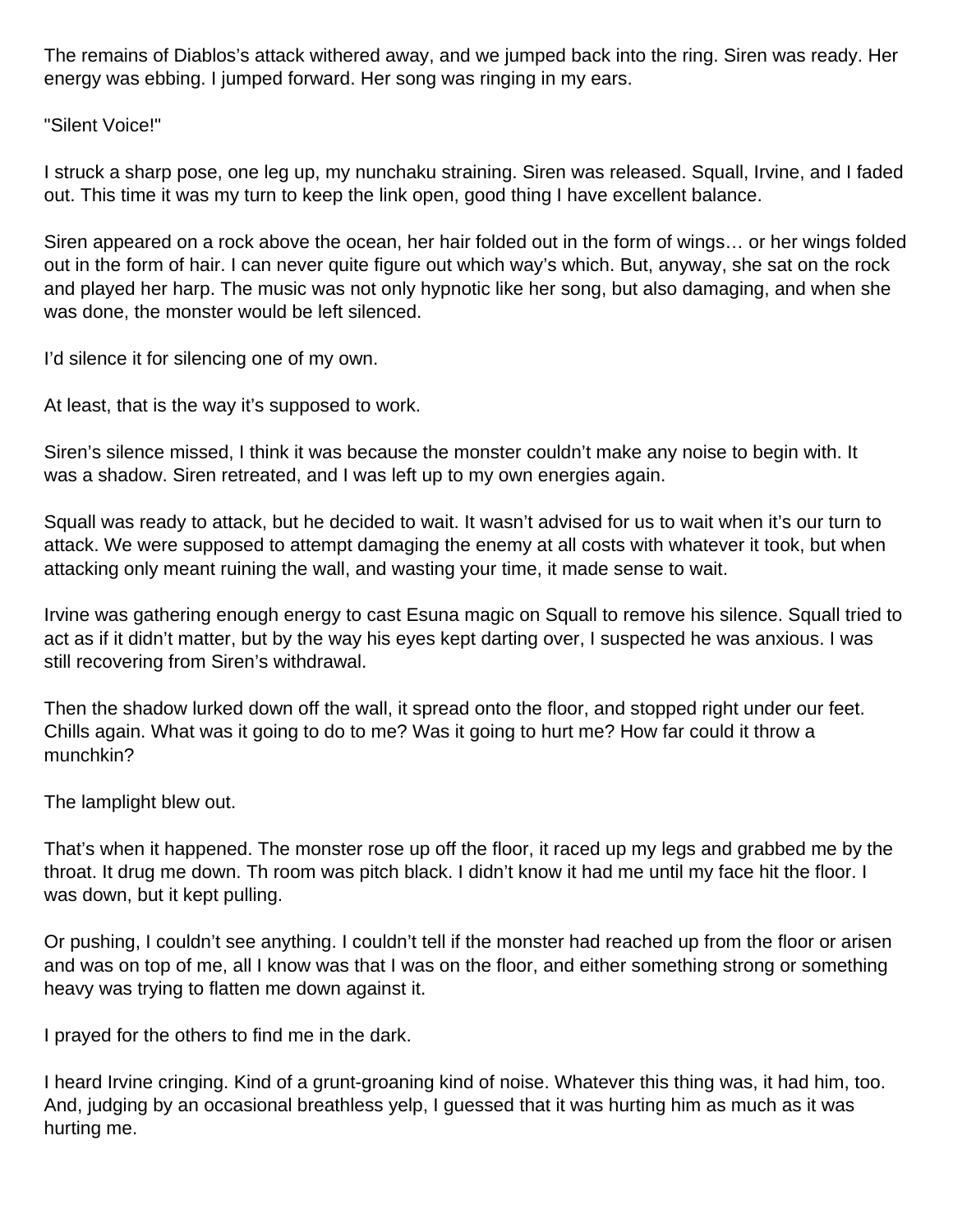The remains of Diablos's attack withered away, and we jumped back into the ring. Siren was ready. Her energy was ebbing. I jumped forward. Her song was ringing in my ears.

"Silent Voice!"

I struck a sharp pose, one leg up, my nunchaku straining. Siren was released. Squall, Irvine, and I faded out. This time it was my turn to keep the link open, good thing I have excellent balance.

Siren appeared on a rock above the ocean, her hair folded out in the form of wings… or her wings folded out in the form of hair. I can never quite figure out which way's which. But, anyway, she sat on the rock and played her harp. The music was not only hypnotic like her song, but also damaging, and when she was done, the monster would be left silenced.

I'd silence it for silencing one of my own.

At least, that is the way it's supposed to work.

Siren's silence missed, I think it was because the monster couldn't make any noise to begin with. It was a shadow. Siren retreated, and I was left up to my own energies again.

Squall was ready to attack, but he decided to wait. It wasn't advised for us to wait when it's our turn to attack. We were supposed to attempt damaging the enemy at all costs with whatever it took, but when attacking only meant ruining the wall, and wasting your time, it made sense to wait.

Irvine was gathering enough energy to cast Esuna magic on Squall to remove his silence. Squall tried to act as if it didn't matter, but by the way his eyes kept darting over, I suspected he was anxious. I was still recovering from Siren's withdrawal.

Then the shadow lurked down off the wall, it spread onto the floor, and stopped right under our feet. Chills again. What was it going to do to me? Was it going to hurt me? How far could it throw a munchkin?

The lamplight blew out.

That's when it happened. The monster rose up off the floor, it raced up my legs and grabbed me by the throat. It drug me down. Th room was pitch black. I didn't know it had me until my face hit the floor. I was down, but it kept pulling.

Or pushing, I couldn't see anything. I couldn't tell if the monster had reached up from the floor or arisen and was on top of me, all I know was that I was on the floor, and either something strong or something heavy was trying to flatten me down against it.

I prayed for the others to find me in the dark.

I heard Irvine cringing. Kind of a grunt-groaning kind of noise. Whatever this thing was, it had him, too. And, judging by an occasional breathless yelp, I guessed that it was hurting him as much as it was hurting me.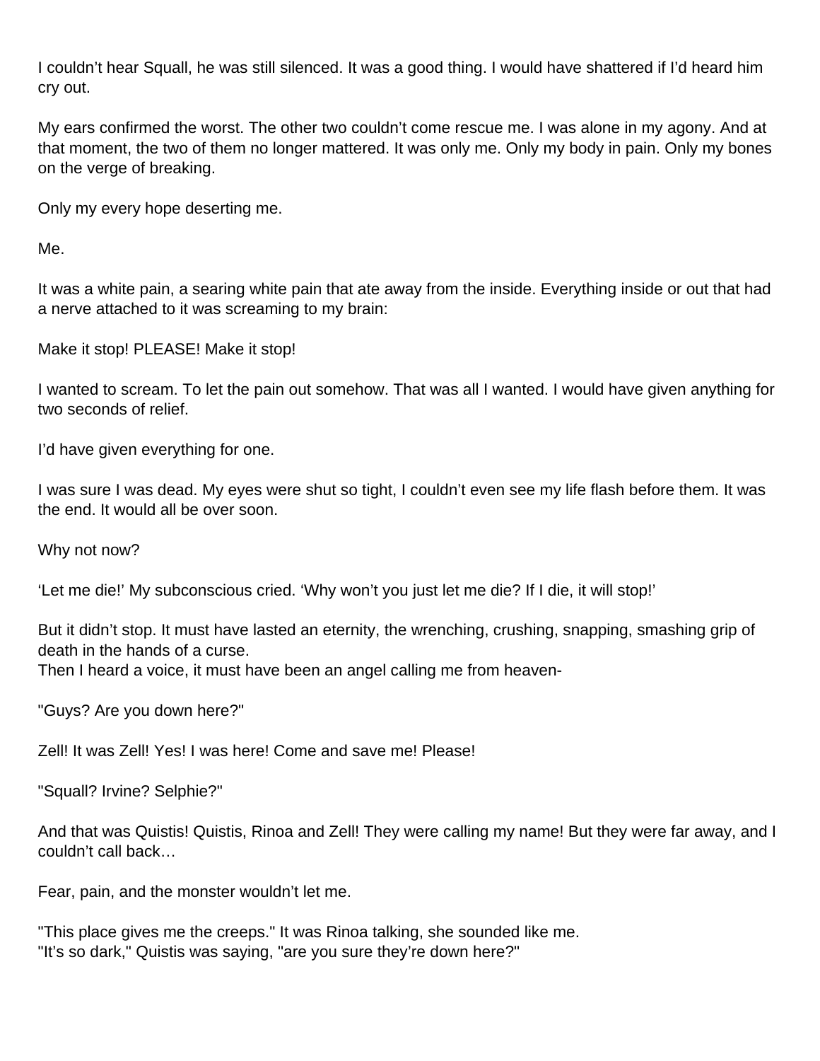I couldn't hear Squall, he was still silenced. It was a good thing. I would have shattered if I'd heard him cry out.

My ears confirmed the worst. The other two couldn't come rescue me. I was alone in my agony. And at that moment, the two of them no longer mattered. It was only me. Only my body in pain. Only my bones on the verge of breaking.

Only my every hope deserting me.

Me.

It was a white pain, a searing white pain that ate away from the inside. Everything inside or out that had a nerve attached to it was screaming to my brain:

Make it stop! PLEASE! Make it stop!

I wanted to scream. To let the pain out somehow. That was all I wanted. I would have given anything for two seconds of relief.

I'd have given everything for one.

I was sure I was dead. My eyes were shut so tight, I couldn't even see my life flash before them. It was the end. It would all be over soon.

Why not now?

'Let me die!' My subconscious cried. 'Why won't you just let me die? If I die, it will stop!'

But it didn't stop. It must have lasted an eternity, the wrenching, crushing, snapping, smashing grip of death in the hands of a curse.
Then I heard a voice, it must have been an angel calling me from heaven-

"Guys? Are you down here?"

Zell! It was Zell! Yes! I was here! Come and save me! Please!

"Squall? Irvine? Selphie?"

And that was Quistis! Quistis, Rinoa and Zell! They were calling my name! But they were far away, and I couldn't call back…

Fear, pain, and the monster wouldn't let me.

"This place gives me the creeps." It was Rinoa talking, she sounded like me.
"It's so dark," Quistis was saying, "are you sure they're down here?"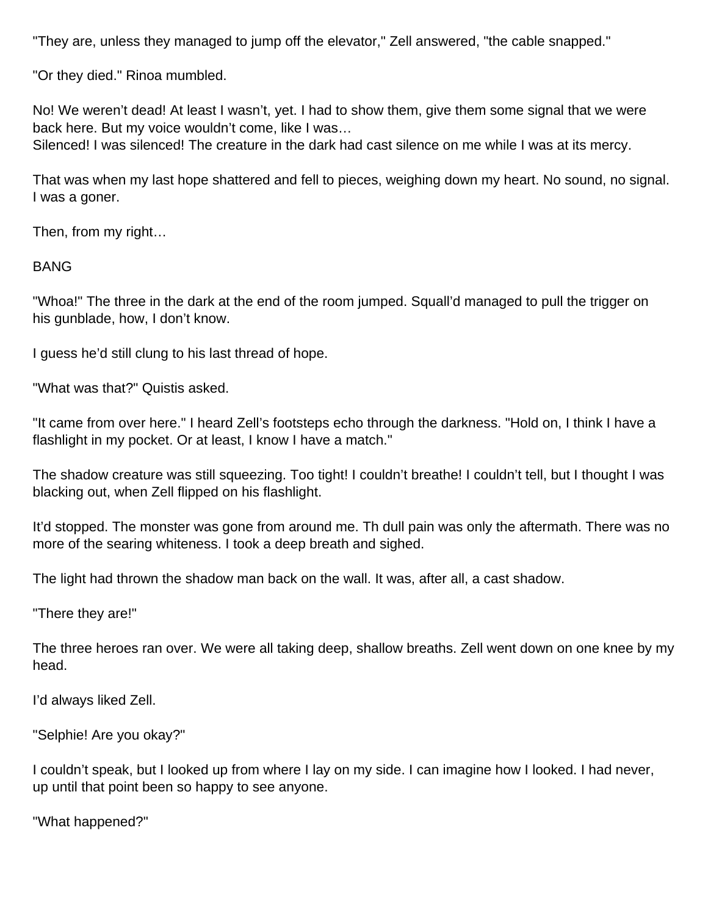"They are, unless they managed to jump off the elevator," Zell answered, "the cable snapped."

"Or they died." Rinoa mumbled.

No! We weren't dead! At least I wasn't, yet. I had to show them, give them some signal that we were back here. But my voice wouldn't come, like I was…
Silenced! I was silenced! The creature in the dark had cast silence on me while I was at its mercy.

That was when my last hope shattered and fell to pieces, weighing down my heart. No sound, no signal. I was a goner.

Then, from my right…

BANG

"Whoa!" The three in the dark at the end of the room jumped. Squall'd managed to pull the trigger on his gunblade, how, I don't know.

I guess he'd still clung to his last thread of hope.

"What was that?" Quistis asked.

"It came from over here." I heard Zell's footsteps echo through the darkness. "Hold on, I think I have a flashlight in my pocket. Or at least, I know I have a match."

The shadow creature was still squeezing. Too tight! I couldn't breathe! I couldn't tell, but I thought I was blacking out, when Zell flipped on his flashlight.

It'd stopped. The monster was gone from around me. Th dull pain was only the aftermath. There was no more of the searing whiteness. I took a deep breath and sighed.

The light had thrown the shadow man back on the wall. It was, after all, a cast shadow.

"There they are!"

The three heroes ran over. We were all taking deep, shallow breaths. Zell went down on one knee by my head.

I'd always liked Zell.

"Selphie! Are you okay?"

I couldn't speak, but I looked up from where I lay on my side. I can imagine how I looked. I had never, up until that point been so happy to see anyone.

"What happened?"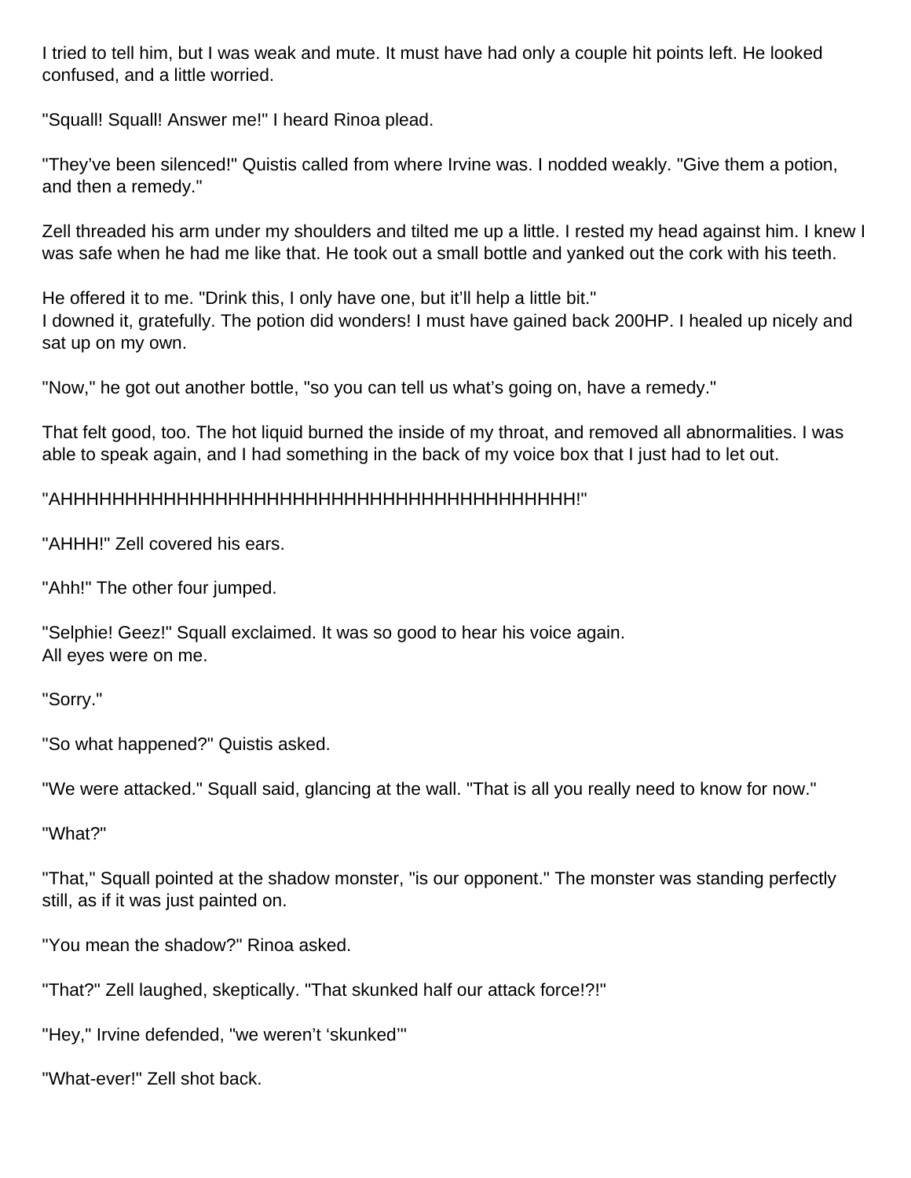I tried to tell him, but I was weak and mute. It must have had only a couple hit points left. He looked confused, and a little worried.

"Squall! Squall! Answer me!" I heard Rinoa plead.

"They've been silenced!" Quistis called from where Irvine was. I nodded weakly. "Give them a potion, and then a remedy."

Zell threaded his arm under my shoulders and tilted me up a little. I rested my head against him. I knew I was safe when he had me like that. He took out a small bottle and yanked out the cork with his teeth.

He offered it to me. "Drink this, I only have one, but it'll help a little bit."
I downed it, gratefully. The potion did wonders! I must have gained back 200HP. I healed up nicely and sat up on my own.

"Now," he got out another bottle, "so you can tell us what's going on, have a remedy."

That felt good, too. The hot liquid burned the inside of my throat, and removed all abnormalities. I was able to speak again, and I had something in the back of my voice box that I just had to let out.

"AHHHHHHHHHHHHHHHHHHHHHHHHHHHHHHHHHHHHHHHHH!"

"AHHH!" Zell covered his ears.

"Ahh!" The other four jumped.

"Selphie! Geez!" Squall exclaimed. It was so good to hear his voice again.
All eyes were on me.

"Sorry."

"So what happened?" Quistis asked.

"We were attacked." Squall said, glancing at the wall. "That is all you really need to know for now."

"What?"

"That," Squall pointed at the shadow monster, "is our opponent." The monster was standing perfectly still, as if it was just painted on.

"You mean the shadow?" Rinoa asked.

"That?" Zell laughed, skeptically. "That skunked half our attack force!?!"

"Hey," Irvine defended, "we weren't 'skunked'"

"What-ever!" Zell shot back.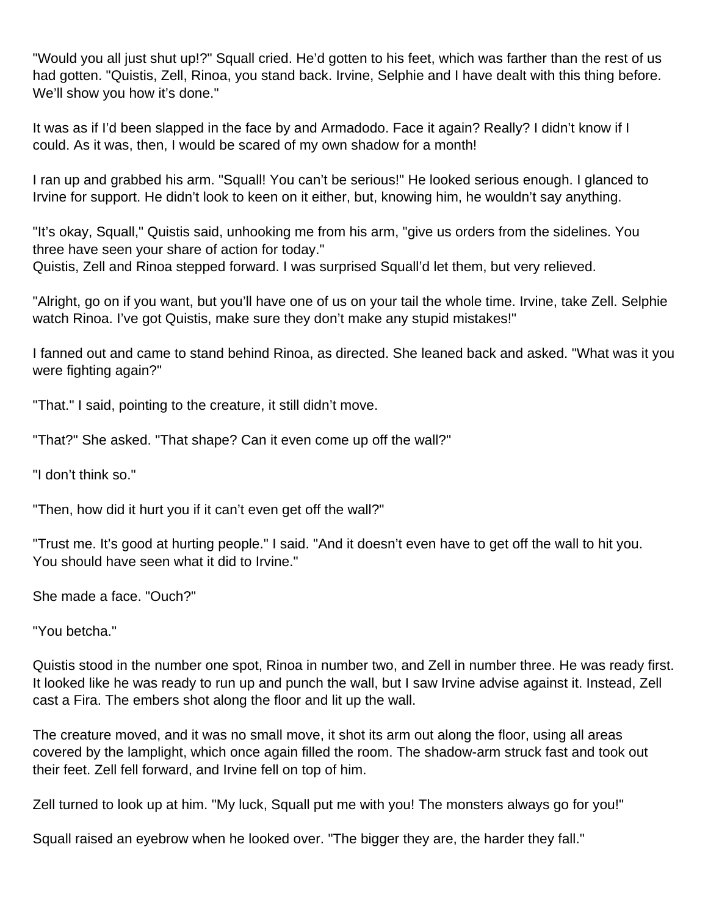"Would you all just shut up!?" Squall cried. He'd gotten to his feet, which was farther than the rest of us had gotten. "Quistis, Zell, Rinoa, you stand back. Irvine, Selphie and I have dealt with this thing before. We'll show you how it's done."

It was as if I'd been slapped in the face by and Armadodo. Face it again? Really? I didn't know if I could. As it was, then, I would be scared of my own shadow for a month!

I ran up and grabbed his arm. "Squall! You can't be serious!" He looked serious enough. I glanced to Irvine for support. He didn't look to keen on it either, but, knowing him, he wouldn't say anything.

"It's okay, Squall," Quistis said, unhooking me from his arm, "give us orders from the sidelines. You three have seen your share of action for today."
Quistis, Zell and Rinoa stepped forward. I was surprised Squall'd let them, but very relieved.

"Alright, go on if you want, but you'll have one of us on your tail the whole time. Irvine, take Zell. Selphie watch Rinoa. I've got Quistis, make sure they don't make any stupid mistakes!"

I fanned out and came to stand behind Rinoa, as directed. She leaned back and asked. "What was it you were fighting again?"

"That." I said, pointing to the creature, it still didn't move.

"That?" She asked. "That shape? Can it even come up off the wall?"

"I don't think so."

"Then, how did it hurt you if it can't even get off the wall?"

"Trust me. It's good at hurting people." I said. "And it doesn't even have to get off the wall to hit you. You should have seen what it did to Irvine."

She made a face. "Ouch?"

"You betcha."

Quistis stood in the number one spot, Rinoa in number two, and Zell in number three. He was ready first. It looked like he was ready to run up and punch the wall, but I saw Irvine advise against it. Instead, Zell cast a Fira. The embers shot along the floor and lit up the wall.

The creature moved, and it was no small move, it shot its arm out along the floor, using all areas covered by the lamplight, which once again filled the room. The shadow-arm struck fast and took out their feet. Zell fell forward, and Irvine fell on top of him.

Zell turned to look up at him. "My luck, Squall put me with you! The monsters always go for you!"

Squall raised an eyebrow when he looked over. "The bigger they are, the harder they fall."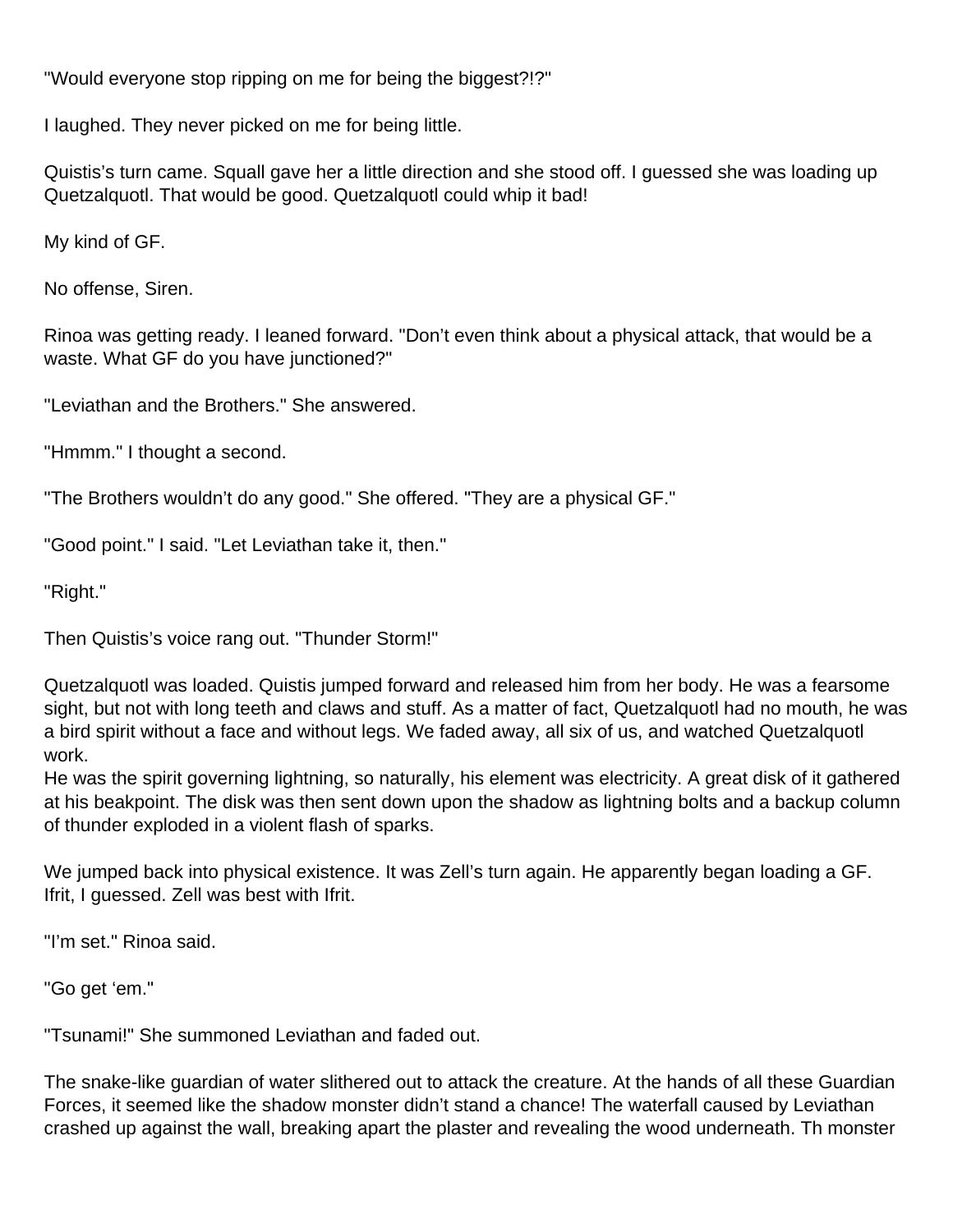"Would everyone stop ripping on me for being the biggest?!?"

I laughed. They never picked on me for being little.

Quistis's turn came. Squall gave her a little direction and she stood off. I guessed she was loading up Quetzalquotl. That would be good. Quetzalquotl could whip it bad!

My kind of GF.

No offense, Siren.

Rinoa was getting ready. I leaned forward. "Don't even think about a physical attack, that would be a waste. What GF do you have junctioned?"

"Leviathan and the Brothers." She answered.

"Hmmm." I thought a second.

"The Brothers wouldn't do any good." She offered. "They are a physical GF."

"Good point." I said. "Let Leviathan take it, then."

"Right."

Then Quistis's voice rang out. "Thunder Storm!"

Quetzalquotl was loaded. Quistis jumped forward and released him from her body. He was a fearsome sight, but not with long teeth and claws and stuff. As a matter of fact, Quetzalquotl had no mouth, he was a bird spirit without a face and without legs. We faded away, all six of us, and watched Quetzalquotl work.
He was the spirit governing lightning, so naturally, his element was electricity. A great disk of it gathered at his beakpoint. The disk was then sent down upon the shadow as lightning bolts and a backup column of thunder exploded in a violent flash of sparks.

We jumped back into physical existence. It was Zell's turn again. He apparently began loading a GF. Ifrit, I guessed. Zell was best with Ifrit.

"I'm set." Rinoa said.

"Go get 'em."

"Tsunami!" She summoned Leviathan and faded out.

The snake-like guardian of water slithered out to attack the creature. At the hands of all these Guardian Forces, it seemed like the shadow monster didn't stand a chance! The waterfall caused by Leviathan crashed up against the wall, breaking apart the plaster and revealing the wood underneath. Th monster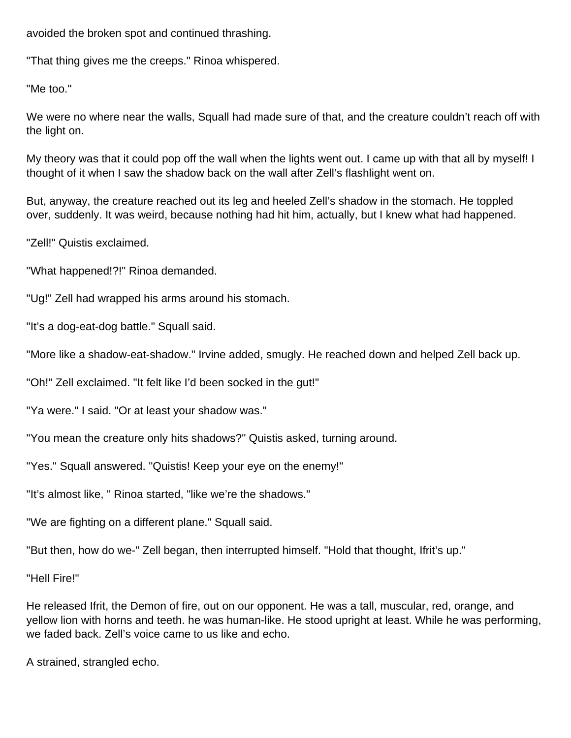avoided the broken spot and continued thrashing.

"That thing gives me the creeps." Rinoa whispered.

"Me too."

We were no where near the walls, Squall had made sure of that, and the creature couldn't reach off with the light on.

My theory was that it could pop off the wall when the lights went out. I came up with that all by myself! I thought of it when I saw the shadow back on the wall after Zell's flashlight went on.

But, anyway, the creature reached out its leg and heeled Zell's shadow in the stomach. He toppled over, suddenly. It was weird, because nothing had hit him, actually, but I knew what had happened.

"Zell!" Quistis exclaimed.

"What happened!?!" Rinoa demanded.

"Ug!" Zell had wrapped his arms around his stomach.

"It's a dog-eat-dog battle." Squall said.

"More like a shadow-eat-shadow." Irvine added, smugly. He reached down and helped Zell back up.

"Oh!" Zell exclaimed. "It felt like I'd been socked in the gut!"

"Ya were." I said. "Or at least your shadow was."

"You mean the creature only hits shadows?" Quistis asked, turning around.

"Yes." Squall answered. "Quistis! Keep your eye on the enemy!"

"It's almost like, " Rinoa started, "like we're the shadows."

"We are fighting on a different plane." Squall said.

"But then, how do we-" Zell began, then interrupted himself. "Hold that thought, Ifrit's up."

"Hell Fire!"

He released Ifrit, the Demon of fire, out on our opponent. He was a tall, muscular, red, orange, and yellow lion with horns and teeth. he was human-like. He stood upright at least. While he was performing, we faded back. Zell's voice came to us like and echo.

A strained, strangled echo.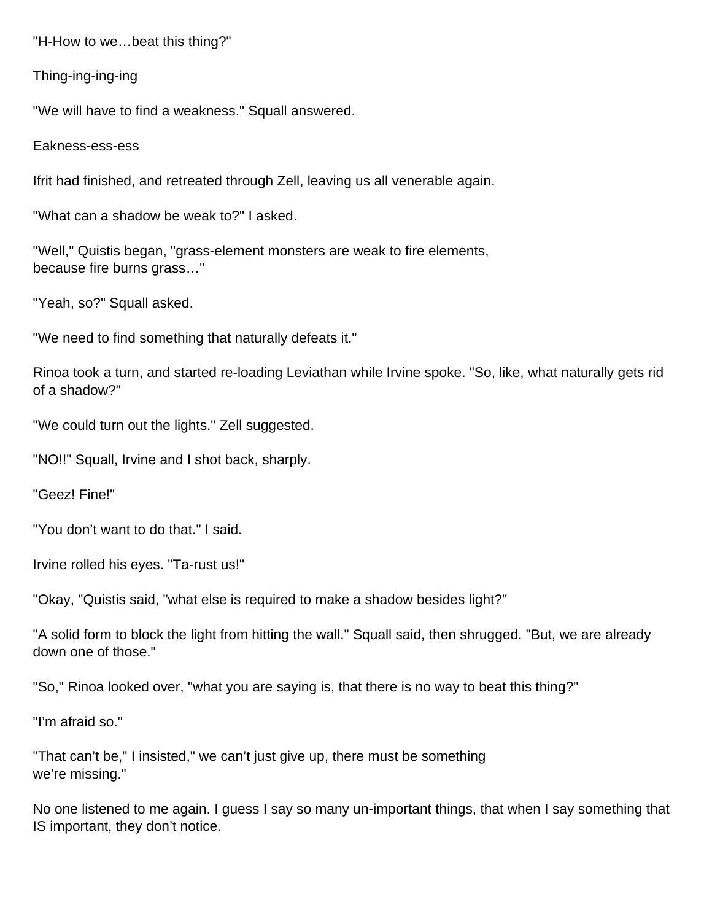"H-How to we…beat this thing?"

Thing-ing-ing-ing

"We will have to find a weakness." Squall answered.

Eakness-ess-ess

Ifrit had finished, and retreated through Zell, leaving us all venerable again.

"What can a shadow be weak to?" I asked.

"Well," Quistis began, "grass-element monsters are weak to fire elements, because fire burns grass…"

"Yeah, so?" Squall asked.

"We need to find something that naturally defeats it."

Rinoa took a turn, and started re-loading Leviathan while Irvine spoke. "So, like, what naturally gets rid of a shadow?"

"We could turn out the lights." Zell suggested.

"NO!!" Squall, Irvine and I shot back, sharply.

"Geez! Fine!"

"You don't want to do that." I said.

Irvine rolled his eyes. "Ta-rust us!"

"Okay, "Quistis said, "what else is required to make a shadow besides light?"

"A solid form to block the light from hitting the wall." Squall said, then shrugged. "But, we are already down one of those."

"So," Rinoa looked over, "what you are saying is, that there is no way to beat this thing?"

"I'm afraid so."

"That can't be," I insisted," we can't just give up, there must be something we're missing."

No one listened to me again. I guess I say so many un-important things, that when I say something that IS important, they don't notice.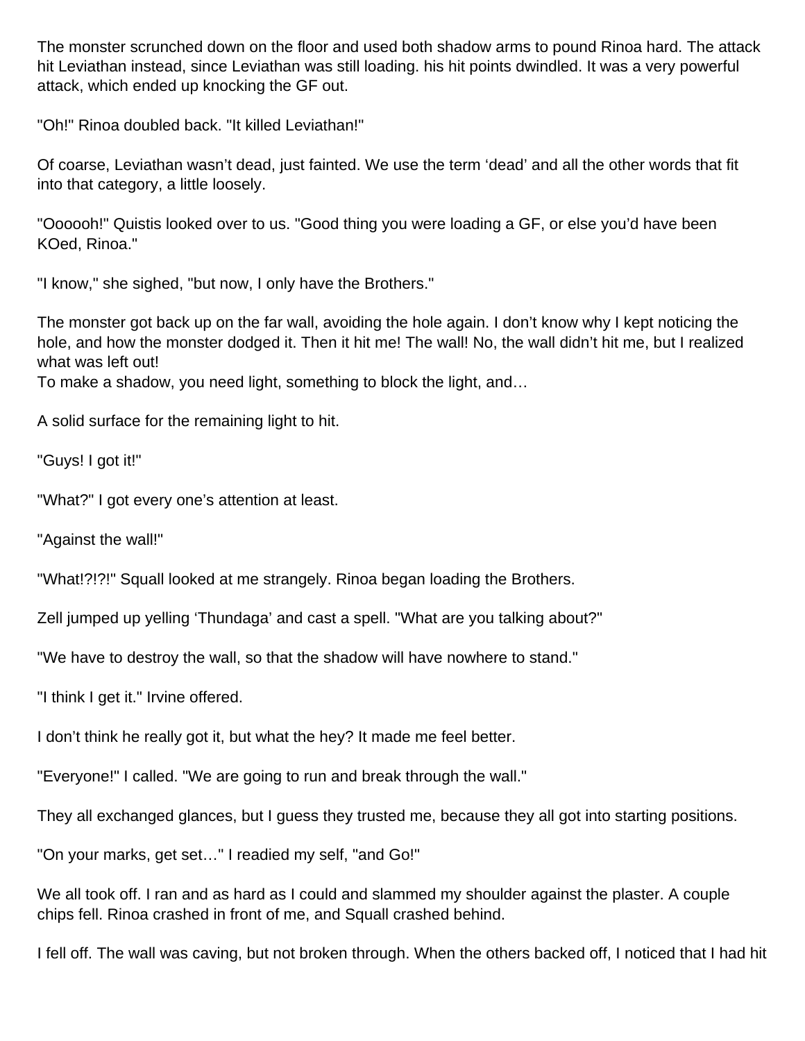The monster scrunched down on the floor and used both shadow arms to pound Rinoa hard. The attack hit Leviathan instead, since Leviathan was still loading. his hit points dwindled. It was a very powerful attack, which ended up knocking the GF out.

"Oh!" Rinoa doubled back. "It killed Leviathan!"

Of coarse, Leviathan wasn't dead, just fainted. We use the term 'dead' and all the other words that fit into that category, a little loosely.

"Oooooh!" Quistis looked over to us. "Good thing you were loading a GF, or else you'd have been KOed, Rinoa."

"I know," she sighed, "but now, I only have the Brothers."

The monster got back up on the far wall, avoiding the hole again. I don't know why I kept noticing the hole, and how the monster dodged it. Then it hit me! The wall! No, the wall didn't hit me, but I realized what was left out!
To make a shadow, you need light, something to block the light, and…

A solid surface for the remaining light to hit.

"Guys! I got it!"

"What?" I got every one's attention at least.

"Against the wall!"

"What!?!?!" Squall looked at me strangely. Rinoa began loading the Brothers.

Zell jumped up yelling 'Thundaga' and cast a spell. "What are you talking about?"

"We have to destroy the wall, so that the shadow will have nowhere to stand."

"I think I get it." Irvine offered.

I don't think he really got it, but what the hey? It made me feel better.

"Everyone!" I called. "We are going to run and break through the wall."

They all exchanged glances, but I guess they trusted me, because they all got into starting positions.

"On your marks, get set…" I readied my self, "and Go!"

We all took off. I ran and as hard as I could and slammed my shoulder against the plaster. A couple chips fell. Rinoa crashed in front of me, and Squall crashed behind.

I fell off. The wall was caving, but not broken through. When the others backed off, I noticed that I had hit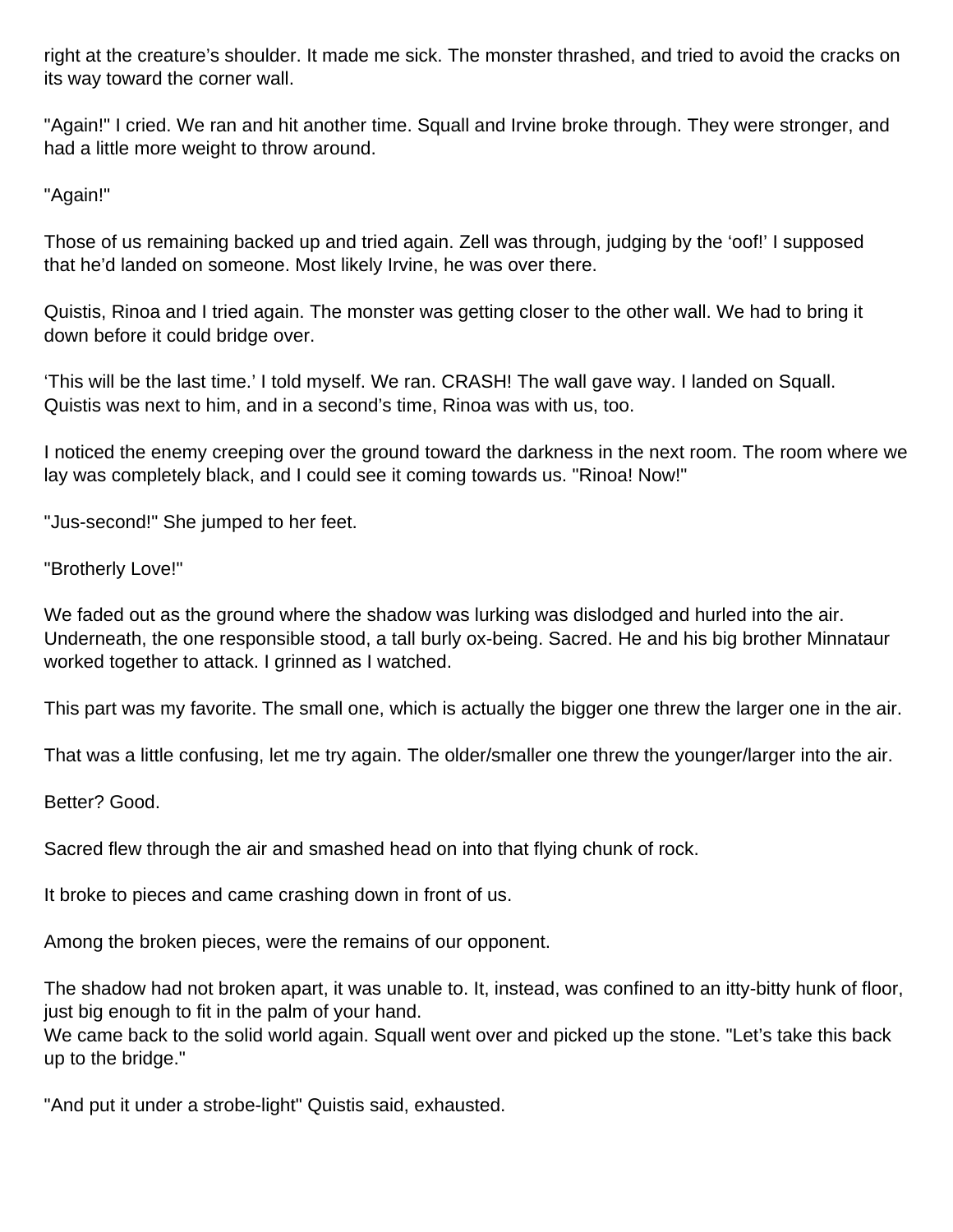right at the creature's shoulder. It made me sick. The monster thrashed, and tried to avoid the cracks on its way toward the corner wall.

"Again!" I cried. We ran and hit another time. Squall and Irvine broke through. They were stronger, and had a little more weight to throw around.

"Again!"

Those of us remaining backed up and tried again. Zell was through, judging by the 'oof!' I supposed that he'd landed on someone. Most likely Irvine, he was over there.

Quistis, Rinoa and I tried again. The monster was getting closer to the other wall. We had to bring it down before it could bridge over.

'This will be the last time.' I told myself. We ran. CRASH! The wall gave way. I landed on Squall. Quistis was next to him, and in a second's time, Rinoa was with us, too.

I noticed the enemy creeping over the ground toward the darkness in the next room. The room where we lay was completely black, and I could see it coming towards us. "Rinoa! Now!"

"Jus-second!" She jumped to her feet.

"Brotherly Love!"

We faded out as the ground where the shadow was lurking was dislodged and hurled into the air. Underneath, the one responsible stood, a tall burly ox-being. Sacred. He and his big brother Minnataur worked together to attack. I grinned as I watched.

This part was my favorite. The small one, which is actually the bigger one threw the larger one in the air.

That was a little confusing, let me try again. The older/smaller one threw the younger/larger into the air.

Better? Good.

Sacred flew through the air and smashed head on into that flying chunk of rock.

It broke to pieces and came crashing down in front of us.

Among the broken pieces, were the remains of our opponent.

The shadow had not broken apart, it was unable to. It, instead, was confined to an itty-bitty hunk of floor, just big enough to fit in the palm of your hand.
We came back to the solid world again. Squall went over and picked up the stone. "Let's take this back up to the bridge."

"And put it under a strobe-light" Quistis said, exhausted.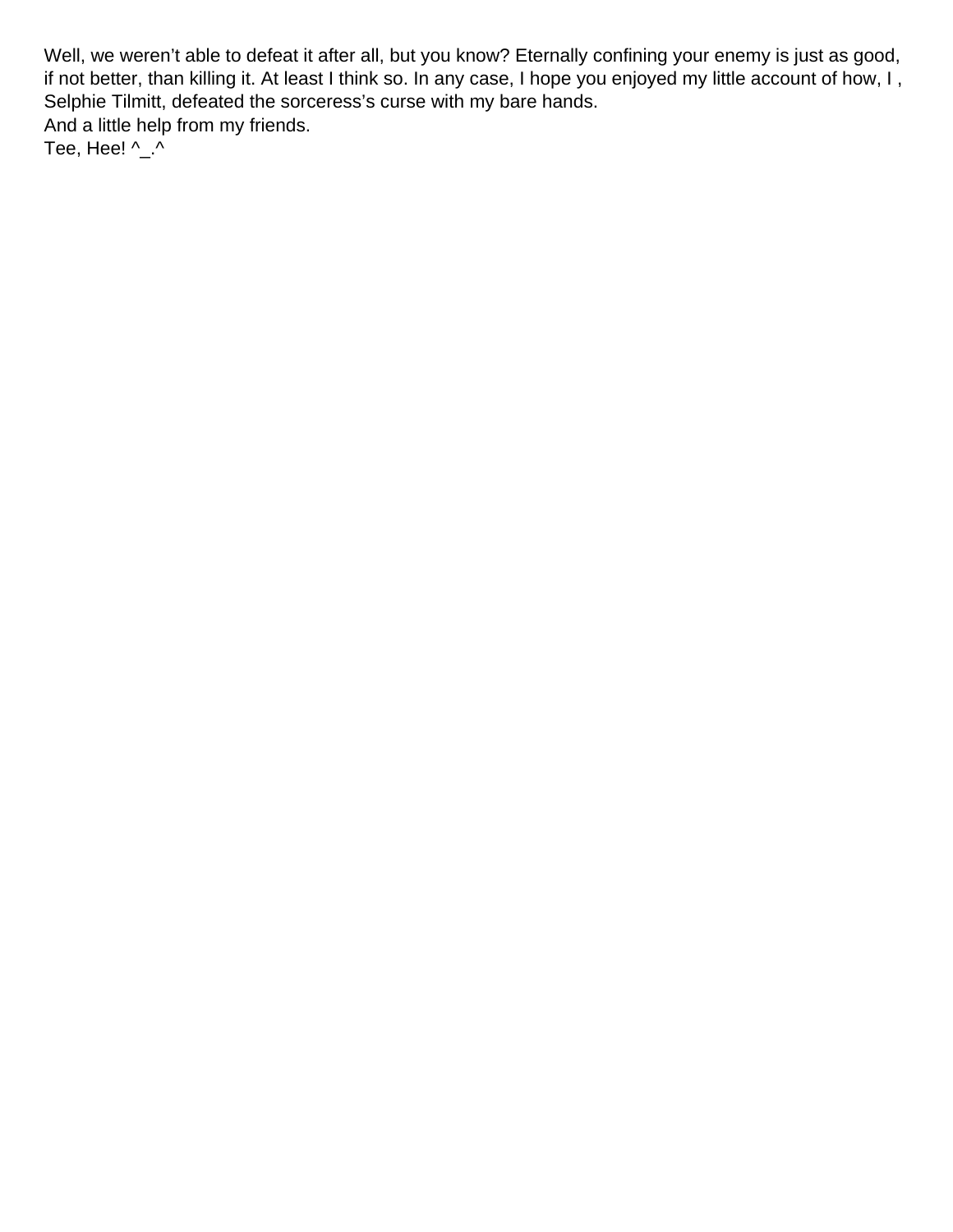Well, we weren’t able to defeat it after all, but you know? Eternally confining your enemy is just as good, if not better, than killing it. At least I think so. In any case, I hope you enjoyed my little account of how, I , Selphie Tilmitt, defeated the sorceress’s curse with my bare hands.

And a little help from my friends.

Tee, Hee! ^_.^